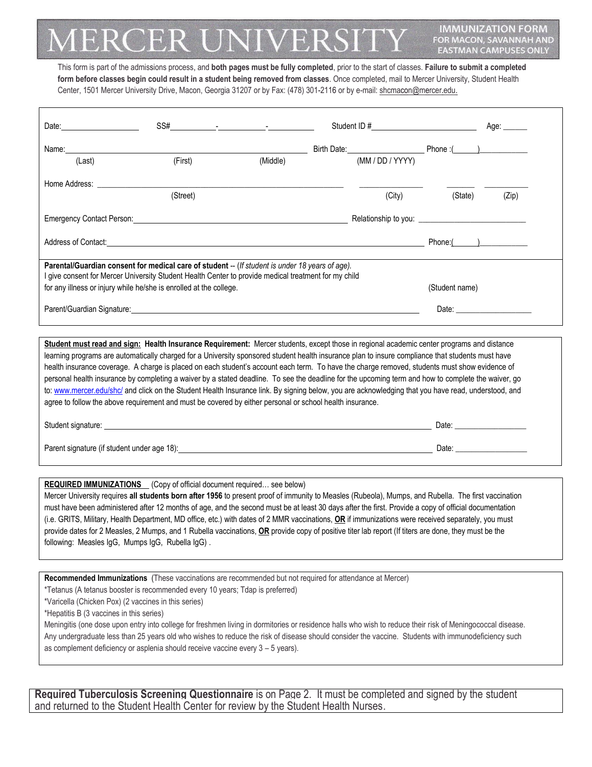# MERCER UNIVERSITY

**IMMUNIZATION FORM FOR MACON, SAVANNAH AND EASTMAN CAMPUSES ONLY**

This form is part of the admissions process, and **both pages must be fully completed**, prior to the start of classes. **Failure to submit a completed form before classes begin could result in a student being removed from classes**. Once completed, mail to Mercer University, Student Health Center, 1501 Mercer University Drive, Macon, Georgia 31207 or by Fax: (478) 301-2116 or by e-mail: shcmacon@mercer.edu.

Date:__________________ SS#__________-__________-__________ Student ID #________________________ Age: ______

Name:______________________________________________ Birth Date:________________ Phone :(_____)__________
(Last) (First) (Middle) (MM / DD / YYYY)

Home Address: ______________________________________________ ______________ ______ __________
(Street) (City) (State) (Zip)

Emergency Contact Person:________________________________________ Relationship to you: ________________________

Address of Contact:__________________________________________________________ Phone:(_____)__________

**Parental/Guardian consent for medical care of student** -- (*If student is under 18 years of age).*
I give consent for Mercer University Student Health Center to provide medical treatment for my child (Student name)
for any illness or injury while he/she is enrolled at the college.

Parent/Guardian Signature:____________________________________________________________ Date: __________________

**Student must read and sign: Health Insurance Requirement:** Mercer students, except those in regional academic center programs and distance learning programs are automatically charged for a University sponsored student health insurance plan to insure compliance that students must have health insurance coverage. A charge is placed on each student's account each term. To have the charge removed, students must show evidence of personal health insurance by completing a waiver by a stated deadline. To see the deadline for the upcoming term and how to complete the waiver, go to: www.mercer.edu/shc/ and click on the Student Health Insurance link. By signing below, you are acknowledging that you have read, understood, and agree to follow the above requirement and must be covered by either personal or school health insurance.

Student signature: ____________________________________________________________ Date: _________________

Parent signature (if student under age 18):______________________________________________ Date: _________________

**REQUIRED IMMUNIZATIONS** (Copy of official document required… see below)
Mercer University requires **all students born after 1956** to present proof of immunity to Measles (Rubeola), Mumps, and Rubella. The first vaccination must have been administered after 12 months of age, and the second must be at least 30 days after the first. Provide a copy of official documentation (i.e. GRITS, Military, Health Department, MD office, etc.) with dates of 2 MMR vaccinations, **OR** if immunizations were received separately, you must provide dates for 2 Measles, 2 Mumps, and 1 Rubella vaccinations, **OR** provide copy of positive titer lab report (If titers are done, they must be the following: Measles IgG, Mumps IgG, Rubella IgG) .

**Recommended Immunizations** (These vaccinations are recommended but not required for attendance at Mercer)
*Tetanus (A tetanus booster is recommended every 10 years; Tdap is preferred)
*Varicella (Chicken Pox) (2 vaccines in this series)
*Hepatitis B (3 vaccines in this series)
Meningitis (one dose upon entry into college for freshmen living in dormitories or residence halls who wish to reduce their risk of Meningococcal disease. Any undergraduate less than 25 years old who wishes to reduce the risk of disease should consider the vaccine. Students with immunodeficiency such as complement deficiency or asplenia should receive vaccine every 3 – 5 years).

**Required Tuberculosis Screening Questionnaire** is on Page 2. It must be completed and signed by the student and returned to the Student Health Center for review by the Student Health Nurses.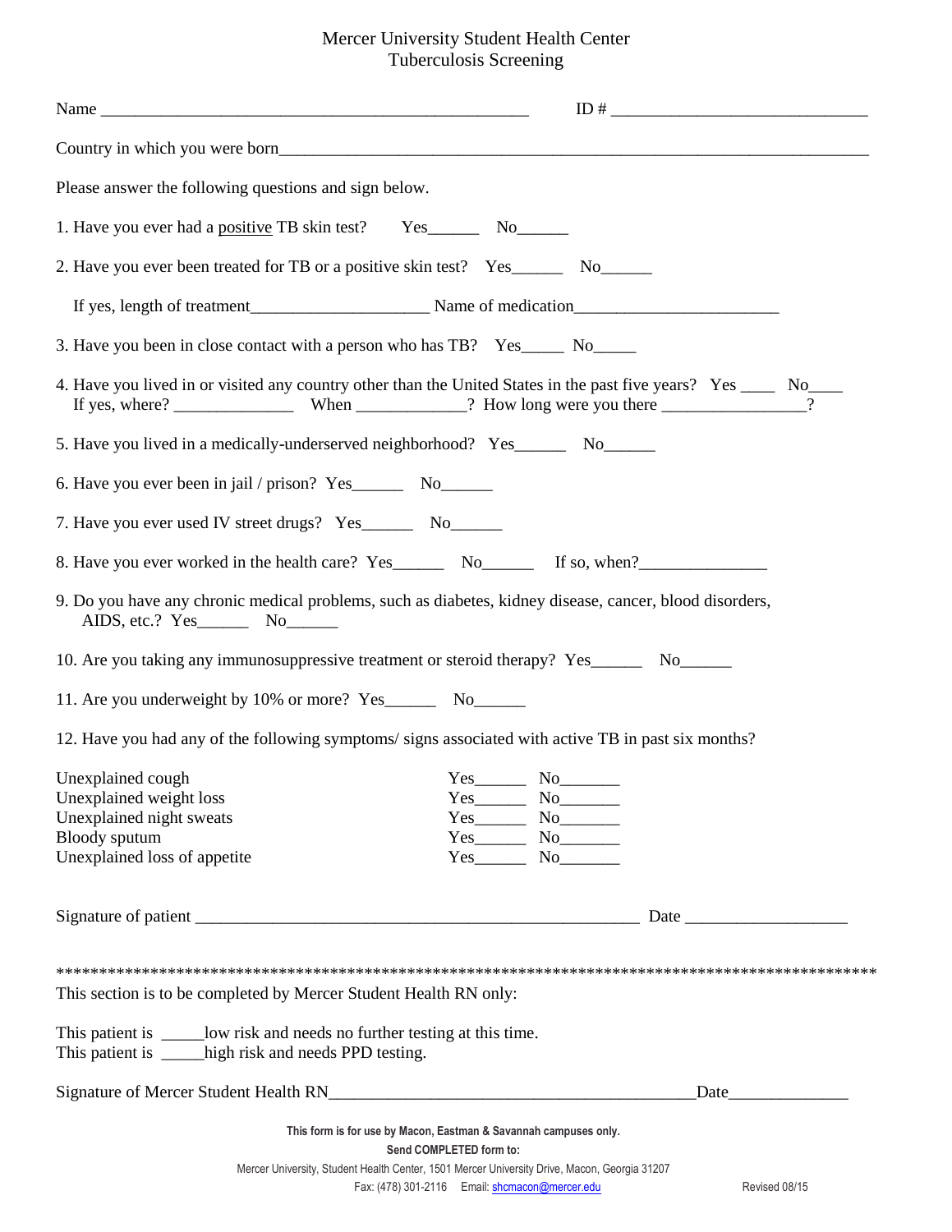# Mercer University Student Health Center
## Tuberculosis Screening

Name ______________________________________________ ID # ____________________________

Country in which you were born_______________________________________________________________

Please answer the following questions and sign below.

1. Have you ever had a <u>positive</u> TB skin test? Yes______ No______

2. Have you ever been treated for TB or a positive skin test? Yes______ No______

   If yes, length of treatment____________________ Name of medication______________________

3. Have you been in close contact with a person who has TB? Yes_____ No_____

4. Have you lived in or visited any country other than the United States in the past five years? Yes ____ No____
   If yes, where? ______________ When _____________? How long were you there ________________?

5. Have you lived in a medically-underserved neighborhood? Yes______ No______

6. Have you ever been in jail / prison? Yes______ No______

7. Have you ever used IV street drugs? Yes______ No______

8. Have you ever worked in the health care? Yes______ No______ If so, when?_______________

9. Do you have any chronic medical problems, such as diabetes, kidney disease, cancer, blood disorders, AIDS, etc.? Yes______ No______

10. Are you taking any immunosuppressive treatment or steroid therapy? Yes______ No______

11. Are you underweight by 10% or more? Yes______ No______

12. Have you had any of the following symptoms/ signs associated with active TB in past six months?

| | | |
|---|---|---|
| Unexplained cough | Yes______ | No_______ |
| Unexplained weight loss | Yes______ | No_______ |
| Unexplained night sweats | Yes______ | No_______ |
| Bloody sputum | Yes______ | No_______ |
| Unexplained loss of appetite | Yes______ | No_______ |

Signature of patient ___________________________________________________ Date __________________

*****************************************************************************************************

This section is to be completed by Mercer Student Health RN only:

This patient is _____low risk and needs no further testing at this time.
This patient is _____high risk and needs PPD testing.

Signature of Mercer Student Health RN________________________________________Date______________

**This form is for use by Macon, Eastman & Savannah campuses only.**

**Send COMPLETED form to:**

Mercer University, Student Health Center, 1501 Mercer University Drive, Macon, Georgia 31207

Fax: (478) 301-2116 Email: shcmacon@mercer.edu

Revised 08/15